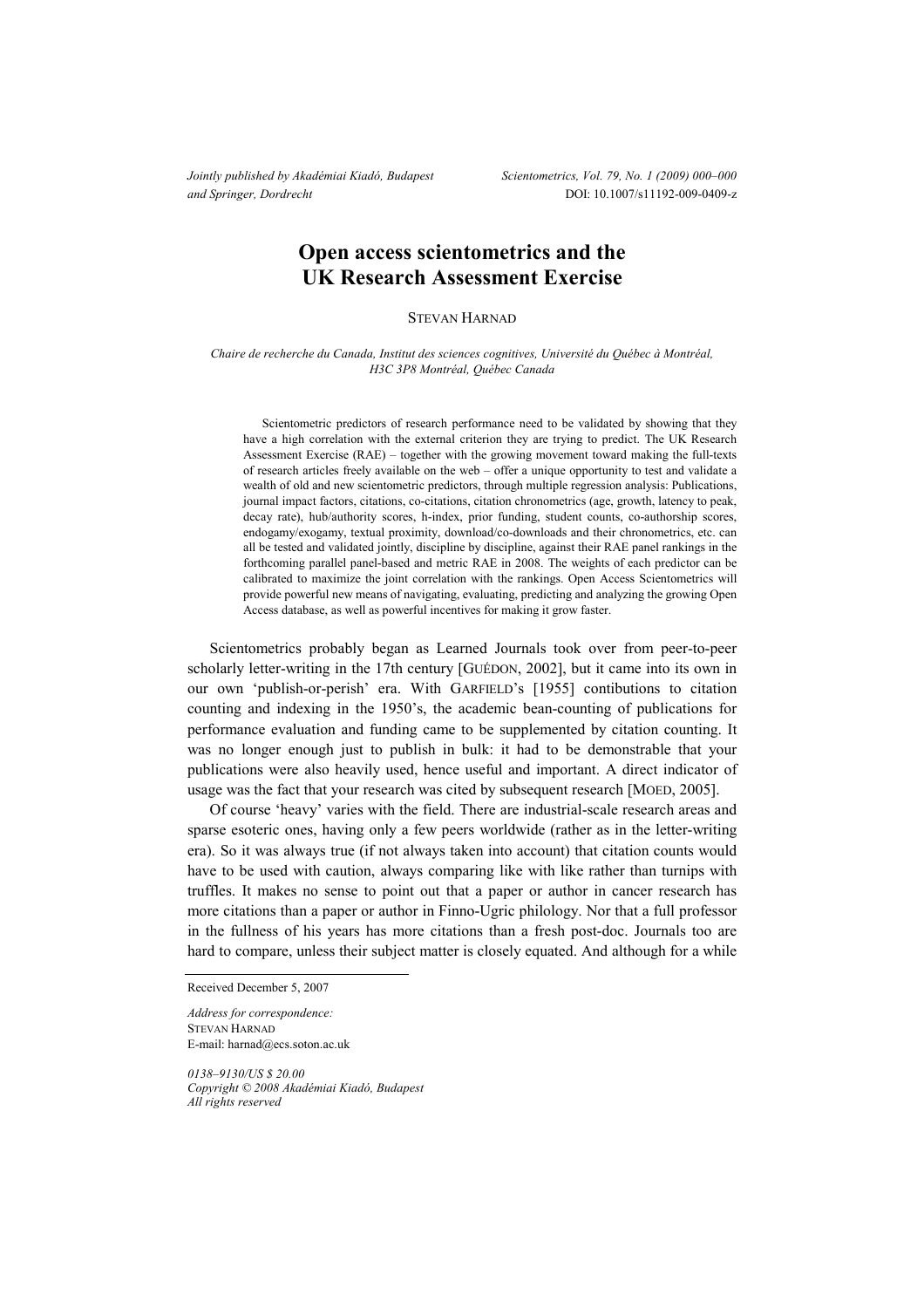# Open access scientometrics and the UK Research Assessment Exercise

STEVAN HARNAD

*Chaire de recherche du Canada, Institut des sciences cognitives, Université du Québec à Montréal, H3C 3P8 Montréal, Québec Canada*

Scientometric predictors of research performance need to be validated by showing that they have a high correlation with the external criterion they are trying to predict. The UK Research Assessment Exercise (RAE) – together with the growing movement toward making the full-texts of research articles freely available on the web – offer a unique opportunity to test and validate a wealth of old and new scientometric predictors, through multiple regression analysis: Publications, journal impact factors, citations, co-citations, citation chronometrics (age, growth, latency to peak, decay rate), hub/authority scores, h-index, prior funding, student counts, co-authorship scores, endogamy/exogamy, textual proximity, download/co-downloads and their chronometrics, etc. can all be tested and validated jointly, discipline by discipline, against their RAE panel rankings in the forthcoming parallel panel-based and metric RAE in 2008. The weights of each predictor can be calibrated to maximize the joint correlation with the rankings. Open Access Scientometrics will provide powerful new means of navigating, evaluating, predicting and analyzing the growing Open Access database, as well as powerful incentives for making it grow faster.

Scientometrics probably began as Learned Journals took over from peer-to-peer scholarly letter-writing in the 17th century [GUÉDON, 2002], but it came into its own in our own 'publish-or-perish' era. With GARFIELD's [1955] contibutions to citation counting and indexing in the 1950's, the academic bean-counting of publications for performance evaluation and funding came to be supplemented by citation counting. It was no longer enough just to publish in bulk: it had to be demonstrable that your publications were also heavily used, hence useful and important. A direct indicator of usage was the fact that your research was cited by subsequent research [MOED, 2005].

Of course 'heavy' varies with the field. There are industrial-scale research areas and sparse esoteric ones, having only a few peers worldwide (rather as in the letter-writing era). So it was always true (if not always taken into account) that citation counts would have to be used with caution, always comparing like with like rather than turnips with truffles. It makes no sense to point out that a paper or author in cancer research has more citations than a paper or author in Finno-Ugric philology. Nor that a full professor in the fullness of his years has more citations than a fresh post-doc. Journals too are hard to compare, unless their subject matter is closely equated. And although for a while

Received December 5, 2007

*Address for correspondence:*
STEVAN HARNAD
E-mail: harnad@ecs.soton.ac.uk

*0138–9130/US $ 20.00*
*Copyright © 2008 Akadémiai Kiadó, Budapest*
*All rights reserved*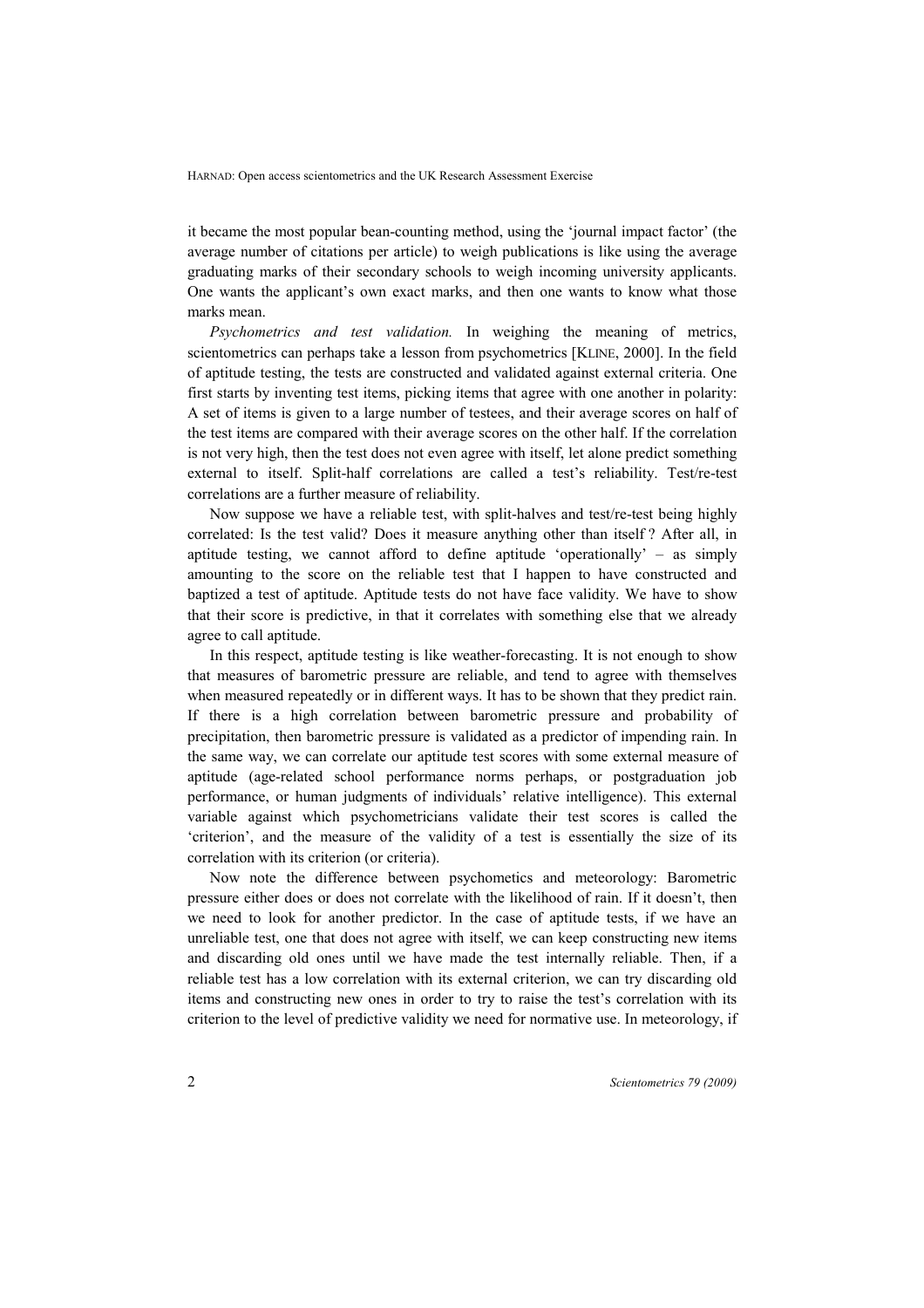it became the most popular bean-counting method, using the 'journal impact factor' (the average number of citations per article) to weigh publications is like using the average graduating marks of their secondary schools to weigh incoming university applicants. One wants the applicant's own exact marks, and then one wants to know what those marks mean.

*Psychometrics and test validation.* In weighing the meaning of metrics, scientometrics can perhaps take a lesson from psychometrics [KLINE, 2000]. In the field of aptitude testing, the tests are constructed and validated against external criteria. One first starts by inventing test items, picking items that agree with one another in polarity: A set of items is given to a large number of testees, and their average scores on half of the test items are compared with their average scores on the other half. If the correlation is not very high, then the test does not even agree with itself, let alone predict something external to itself. Split-half correlations are called a test's reliability. Test/re-test correlations are a further measure of reliability.

Now suppose we have a reliable test, with split-halves and test/re-test being highly correlated: Is the test valid? Does it measure anything other than itself ? After all, in aptitude testing, we cannot afford to define aptitude 'operationally' – as simply amounting to the score on the reliable test that I happen to have constructed and baptized a test of aptitude. Aptitude tests do not have face validity. We have to show that their score is predictive, in that it correlates with something else that we already agree to call aptitude.

In this respect, aptitude testing is like weather-forecasting. It is not enough to show that measures of barometric pressure are reliable, and tend to agree with themselves when measured repeatedly or in different ways. It has to be shown that they predict rain. If there is a high correlation between barometric pressure and probability of precipitation, then barometric pressure is validated as a predictor of impending rain. In the same way, we can correlate our aptitude test scores with some external measure of aptitude (age-related school performance norms perhaps, or postgraduation job performance, or human judgments of individuals' relative intelligence). This external variable against which psychometricians validate their test scores is called the 'criterion', and the measure of the validity of a test is essentially the size of its correlation with its criterion (or criteria).

Now note the difference between psychometics and meteorology: Barometric pressure either does or does not correlate with the likelihood of rain. If it doesn't, then we need to look for another predictor. In the case of aptitude tests, if we have an unreliable test, one that does not agree with itself, we can keep constructing new items and discarding old ones until we have made the test internally reliable. Then, if a reliable test has a low correlation with its external criterion, we can try discarding old items and constructing new ones in order to try to raise the test's correlation with its criterion to the level of predictive validity we need for normative use. In meteorology, if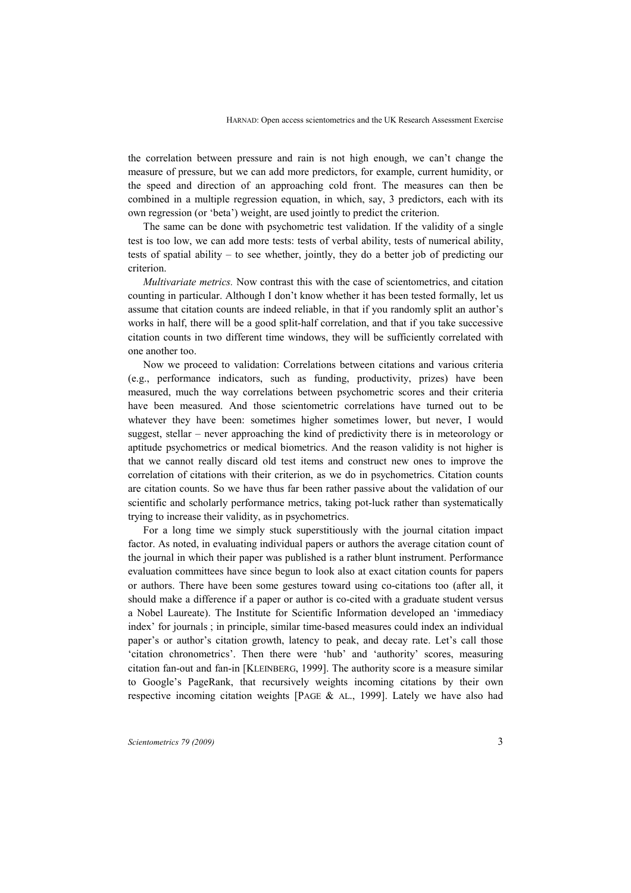the correlation between pressure and rain is not high enough, we can't change the measure of pressure, but we can add more predictors, for example, current humidity, or the speed and direction of an approaching cold front. The measures can then be combined in a multiple regression equation, in which, say, 3 predictors, each with its own regression (or 'beta') weight, are used jointly to predict the criterion.

The same can be done with psychometric test validation. If the validity of a single test is too low, we can add more tests: tests of verbal ability, tests of numerical ability, tests of spatial ability – to see whether, jointly, they do a better job of predicting our criterion.

*Multivariate metrics.* Now contrast this with the case of scientometrics, and citation counting in particular. Although I don't know whether it has been tested formally, let us assume that citation counts are indeed reliable, in that if you randomly split an author's works in half, there will be a good split-half correlation, and that if you take successive citation counts in two different time windows, they will be sufficiently correlated with one another too.

Now we proceed to validation: Correlations between citations and various criteria (e.g., performance indicators, such as funding, productivity, prizes) have been measured, much the way correlations between psychometric scores and their criteria have been measured. And those scientometric correlations have turned out to be whatever they have been: sometimes higher sometimes lower, but never, I would suggest, stellar – never approaching the kind of predictivity there is in meteorology or aptitude psychometrics or medical biometrics. And the reason validity is not higher is that we cannot really discard old test items and construct new ones to improve the correlation of citations with their criterion, as we do in psychometrics. Citation counts are citation counts. So we have thus far been rather passive about the validation of our scientific and scholarly performance metrics, taking pot-luck rather than systematically trying to increase their validity, as in psychometrics.

For a long time we simply stuck superstitiously with the journal citation impact factor. As noted, in evaluating individual papers or authors the average citation count of the journal in which their paper was published is a rather blunt instrument. Performance evaluation committees have since begun to look also at exact citation counts for papers or authors. There have been some gestures toward using co-citations too (after all, it should make a difference if a paper or author is co-cited with a graduate student versus a Nobel Laureate). The Institute for Scientific Information developed an 'immediacy index' for journals ; in principle, similar time-based measures could index an individual paper's or author's citation growth, latency to peak, and decay rate. Let's call those 'citation chronometrics'. Then there were 'hub' and 'authority' scores, measuring citation fan-out and fan-in [KLEINBERG, 1999]. The authority score is a measure similar to Google's PageRank, that recursively weights incoming citations by their own respective incoming citation weights [PAGE & AL., 1999]. Lately we have also had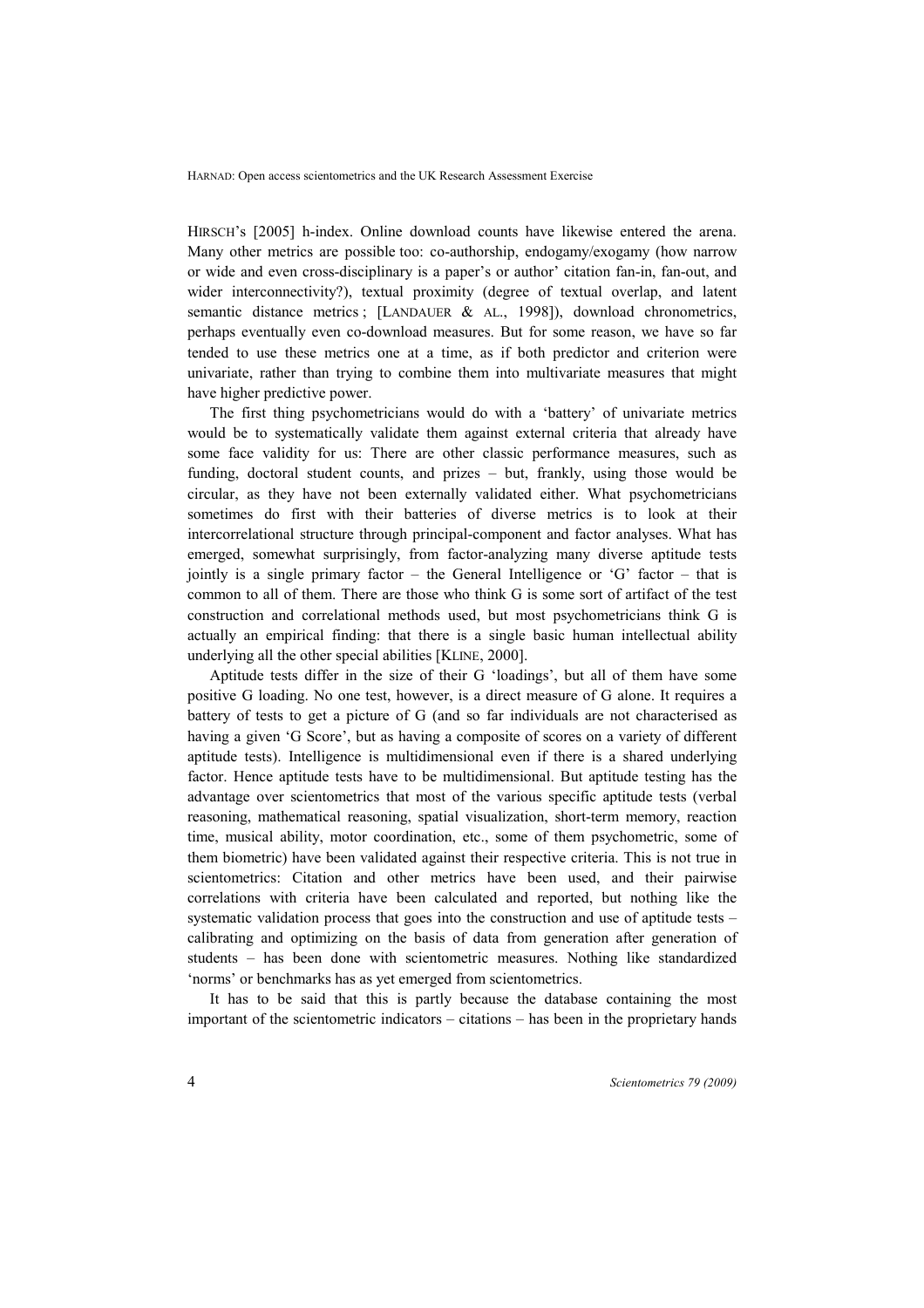HIRSCH's [2005] h-index. Online download counts have likewise entered the arena. Many other metrics are possible too: co-authorship, endogamy/exogamy (how narrow or wide and even cross-disciplinary is a paper's or author' citation fan-in, fan-out, and wider interconnectivity?), textual proximity (degree of textual overlap, and latent semantic distance metrics ; [LANDAUER & AL., 1998]), download chronometrics, perhaps eventually even co-download measures. But for some reason, we have so far tended to use these metrics one at a time, as if both predictor and criterion were univariate, rather than trying to combine them into multivariate measures that might have higher predictive power.

The first thing psychometricians would do with a 'battery' of univariate metrics would be to systematically validate them against external criteria that already have some face validity for us: There are other classic performance measures, such as funding, doctoral student counts, and prizes – but, frankly, using those would be circular, as they have not been externally validated either. What psychometricians sometimes do first with their batteries of diverse metrics is to look at their intercorrelational structure through principal-component and factor analyses. What has emerged, somewhat surprisingly, from factor-analyzing many diverse aptitude tests jointly is a single primary factor – the General Intelligence or 'G' factor – that is common to all of them. There are those who think G is some sort of artifact of the test construction and correlational methods used, but most psychometricians think G is actually an empirical finding: that there is a single basic human intellectual ability underlying all the other special abilities [KLINE, 2000].

Aptitude tests differ in the size of their G 'loadings', but all of them have some positive G loading. No one test, however, is a direct measure of G alone. It requires a battery of tests to get a picture of G (and so far individuals are not characterised as having a given 'G Score', but as having a composite of scores on a variety of different aptitude tests). Intelligence is multidimensional even if there is a shared underlying factor. Hence aptitude tests have to be multidimensional. But aptitude testing has the advantage over scientometrics that most of the various specific aptitude tests (verbal reasoning, mathematical reasoning, spatial visualization, short-term memory, reaction time, musical ability, motor coordination, etc., some of them psychometric, some of them biometric) have been validated against their respective criteria. This is not true in scientometrics: Citation and other metrics have been used, and their pairwise correlations with criteria have been calculated and reported, but nothing like the systematic validation process that goes into the construction and use of aptitude tests – calibrating and optimizing on the basis of data from generation after generation of students – has been done with scientometric measures. Nothing like standardized 'norms' or benchmarks has as yet emerged from scientometrics.

It has to be said that this is partly because the database containing the most important of the scientometric indicators – citations – has been in the proprietary hands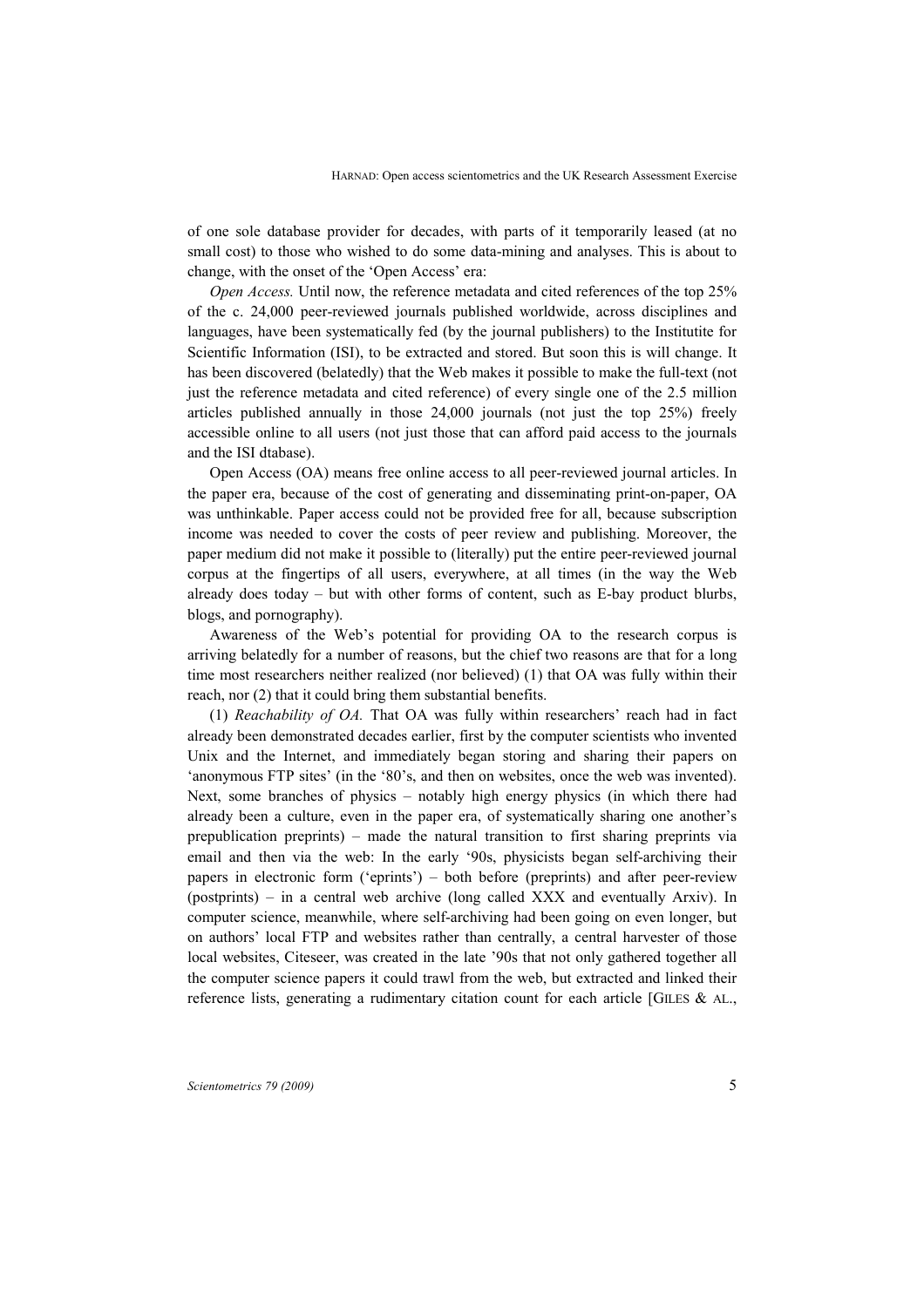of one sole database provider for decades, with parts of it temporarily leased (at no small cost) to those who wished to do some data-mining and analyses. This is about to change, with the onset of the 'Open Access' era:

*Open Access.* Until now, the reference metadata and cited references of the top 25% of the c. 24,000 peer-reviewed journals published worldwide, across disciplines and languages, have been systematically fed (by the journal publishers) to the Institutite for Scientific Information (ISI), to be extracted and stored. But soon this is will change. It has been discovered (belatedly) that the Web makes it possible to make the full-text (not just the reference metadata and cited reference) of every single one of the 2.5 million articles published annually in those 24,000 journals (not just the top 25%) freely accessible online to all users (not just those that can afford paid access to the journals and the ISI dtabase).

Open Access (OA) means free online access to all peer-reviewed journal articles. In the paper era, because of the cost of generating and disseminating print-on-paper, OA was unthinkable. Paper access could not be provided free for all, because subscription income was needed to cover the costs of peer review and publishing. Moreover, the paper medium did not make it possible to (literally) put the entire peer-reviewed journal corpus at the fingertips of all users, everywhere, at all times (in the way the Web already does today – but with other forms of content, such as E-bay product blurbs, blogs, and pornography).

Awareness of the Web's potential for providing OA to the research corpus is arriving belatedly for a number of reasons, but the chief two reasons are that for a long time most researchers neither realized (nor believed) (1) that OA was fully within their reach, nor (2) that it could bring them substantial benefits.

(1) *Reachability of OA.* That OA was fully within researchers' reach had in fact already been demonstrated decades earlier, first by the computer scientists who invented Unix and the Internet, and immediately began storing and sharing their papers on 'anonymous FTP sites' (in the '80's, and then on websites, once the web was invented). Next, some branches of physics – notably high energy physics (in which there had already been a culture, even in the paper era, of systematically sharing one another's prepublication preprints) – made the natural transition to first sharing preprints via email and then via the web: In the early '90s, physicists began self-archiving their papers in electronic form ('eprints') – both before (preprints) and after peer-review (postprints) – in a central web archive (long called XXX and eventually Arxiv). In computer science, meanwhile, where self-archiving had been going on even longer, but on authors' local FTP and websites rather than centrally, a central harvester of those local websites, Citeseer, was created in the late '90s that not only gathered together all the computer science papers it could trawl from the web, but extracted and linked their reference lists, generating a rudimentary citation count for each article [GILES & AL.,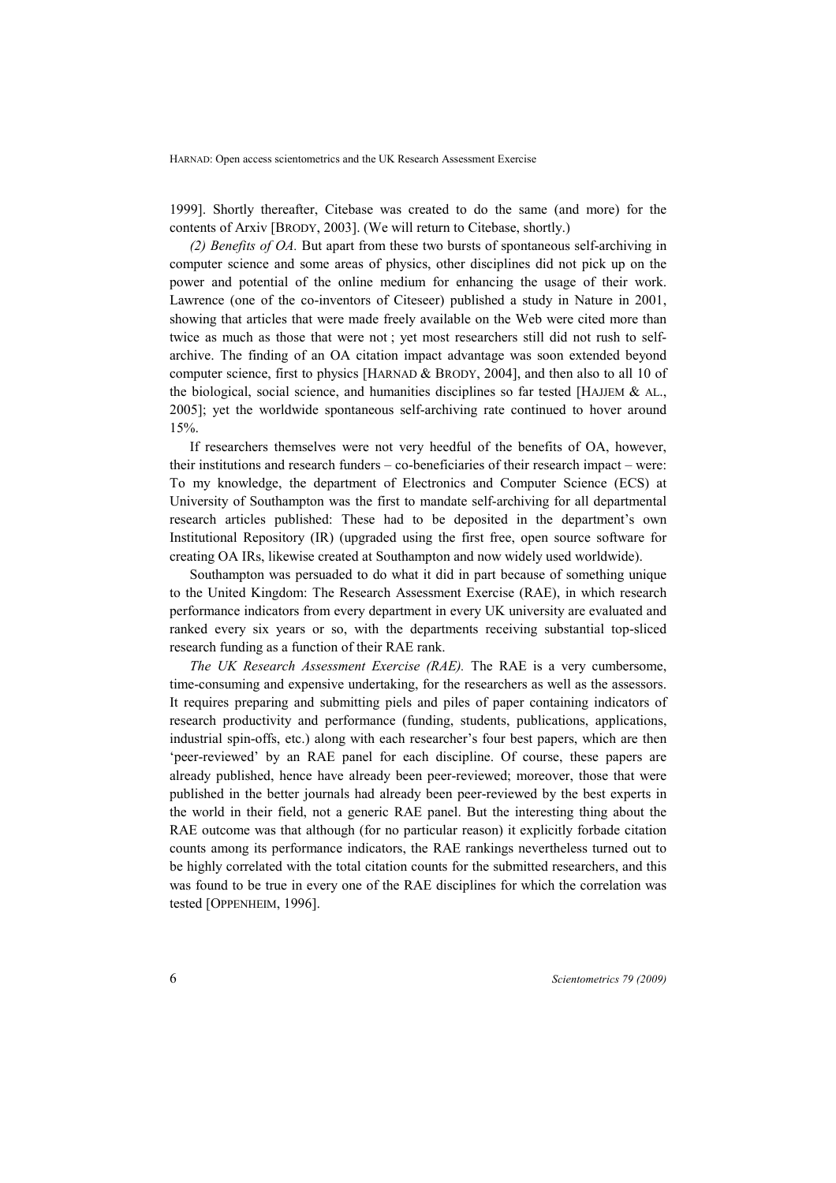1999]. Shortly thereafter, Citebase was created to do the same (and more) for the contents of Arxiv [BRODY, 2003]. (We will return to Citebase, shortly.)

*(2) Benefits of OA.* But apart from these two bursts of spontaneous self-archiving in computer science and some areas of physics, other disciplines did not pick up on the power and potential of the online medium for enhancing the usage of their work. Lawrence (one of the co-inventors of Citeseer) published a study in Nature in 2001, showing that articles that were made freely available on the Web were cited more than twice as much as those that were not ; yet most researchers still did not rush to self-archive. The finding of an OA citation impact advantage was soon extended beyond computer science, first to physics [HARNAD & BRODY, 2004], and then also to all 10 of the biological, social science, and humanities disciplines so far tested [HAJJEM & AL., 2005]; yet the worldwide spontaneous self-archiving rate continued to hover around 15%.

If researchers themselves were not very heedful of the benefits of OA, however, their institutions and research funders – co-beneficiaries of their research impact – were: To my knowledge, the department of Electronics and Computer Science (ECS) at University of Southampton was the first to mandate self-archiving for all departmental research articles published: These had to be deposited in the department's own Institutional Repository (IR) (upgraded using the first free, open source software for creating OA IRs, likewise created at Southampton and now widely used worldwide).

Southampton was persuaded to do what it did in part because of something unique to the United Kingdom: The Research Assessment Exercise (RAE), in which research performance indicators from every department in every UK university are evaluated and ranked every six years or so, with the departments receiving substantial top-sliced research funding as a function of their RAE rank.

*The UK Research Assessment Exercise (RAE).* The RAE is a very cumbersome, time-consuming and expensive undertaking, for the researchers as well as the assessors. It requires preparing and submitting piels and piles of paper containing indicators of research productivity and performance (funding, students, publications, applications, industrial spin-offs, etc.) along with each researcher's four best papers, which are then 'peer-reviewed' by an RAE panel for each discipline. Of course, these papers are already published, hence have already been peer-reviewed; moreover, those that were published in the better journals had already been peer-reviewed by the best experts in the world in their field, not a generic RAE panel. But the interesting thing about the RAE outcome was that although (for no particular reason) it explicitly forbade citation counts among its performance indicators, the RAE rankings nevertheless turned out to be highly correlated with the total citation counts for the submitted researchers, and this was found to be true in every one of the RAE disciplines for which the correlation was tested [OPPENHEIM, 1996].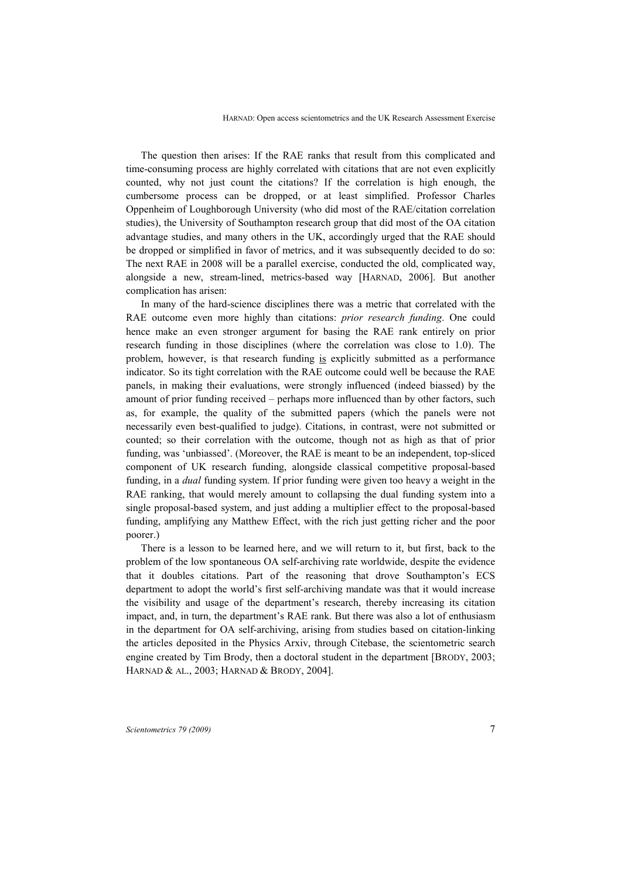The question then arises: If the RAE ranks that result from this complicated and time-consuming process are highly correlated with citations that are not even explicitly counted, why not just count the citations? If the correlation is high enough, the cumbersome process can be dropped, or at least simplified. Professor Charles Oppenheim of Loughborough University (who did most of the RAE/citation correlation studies), the University of Southampton research group that did most of the OA citation advantage studies, and many others in the UK, accordingly urged that the RAE should be dropped or simplified in favor of metrics, and it was subsequently decided to do so: The next RAE in 2008 will be a parallel exercise, conducted the old, complicated way, alongside a new, stream-lined, metrics-based way [HARNAD, 2006]. But another complication has arisen:

In many of the hard-science disciplines there was a metric that correlated with the RAE outcome even more highly than citations: *prior research funding*. One could hence make an even stronger argument for basing the RAE rank entirely on prior research funding in those disciplines (where the correlation was close to 1.0). The problem, however, is that research funding is explicitly submitted as a performance indicator. So its tight correlation with the RAE outcome could well be because the RAE panels, in making their evaluations, were strongly influenced (indeed biassed) by the amount of prior funding received – perhaps more influenced than by other factors, such as, for example, the quality of the submitted papers (which the panels were not necessarily even best-qualified to judge). Citations, in contrast, were not submitted or counted; so their correlation with the outcome, though not as high as that of prior funding, was 'unbiassed'. (Moreover, the RAE is meant to be an independent, top-sliced component of UK research funding, alongside classical competitive proposal-based funding, in a *dual* funding system. If prior funding were given too heavy a weight in the RAE ranking, that would merely amount to collapsing the dual funding system into a single proposal-based system, and just adding a multiplier effect to the proposal-based funding, amplifying any Matthew Effect, with the rich just getting richer and the poor poorer.)

There is a lesson to be learned here, and we will return to it, but first, back to the problem of the low spontaneous OA self-archiving rate worldwide, despite the evidence that it doubles citations. Part of the reasoning that drove Southampton's ECS department to adopt the world's first self-archiving mandate was that it would increase the visibility and usage of the department's research, thereby increasing its citation impact, and, in turn, the department's RAE rank. But there was also a lot of enthusiasm in the department for OA self-archiving, arising from studies based on citation-linking the articles deposited in the Physics Arxiv, through Citebase, the scientometric search engine created by Tim Brody, then a doctoral student in the department [BRODY, 2003; HARNAD & AL., 2003; HARNAD & BRODY, 2004].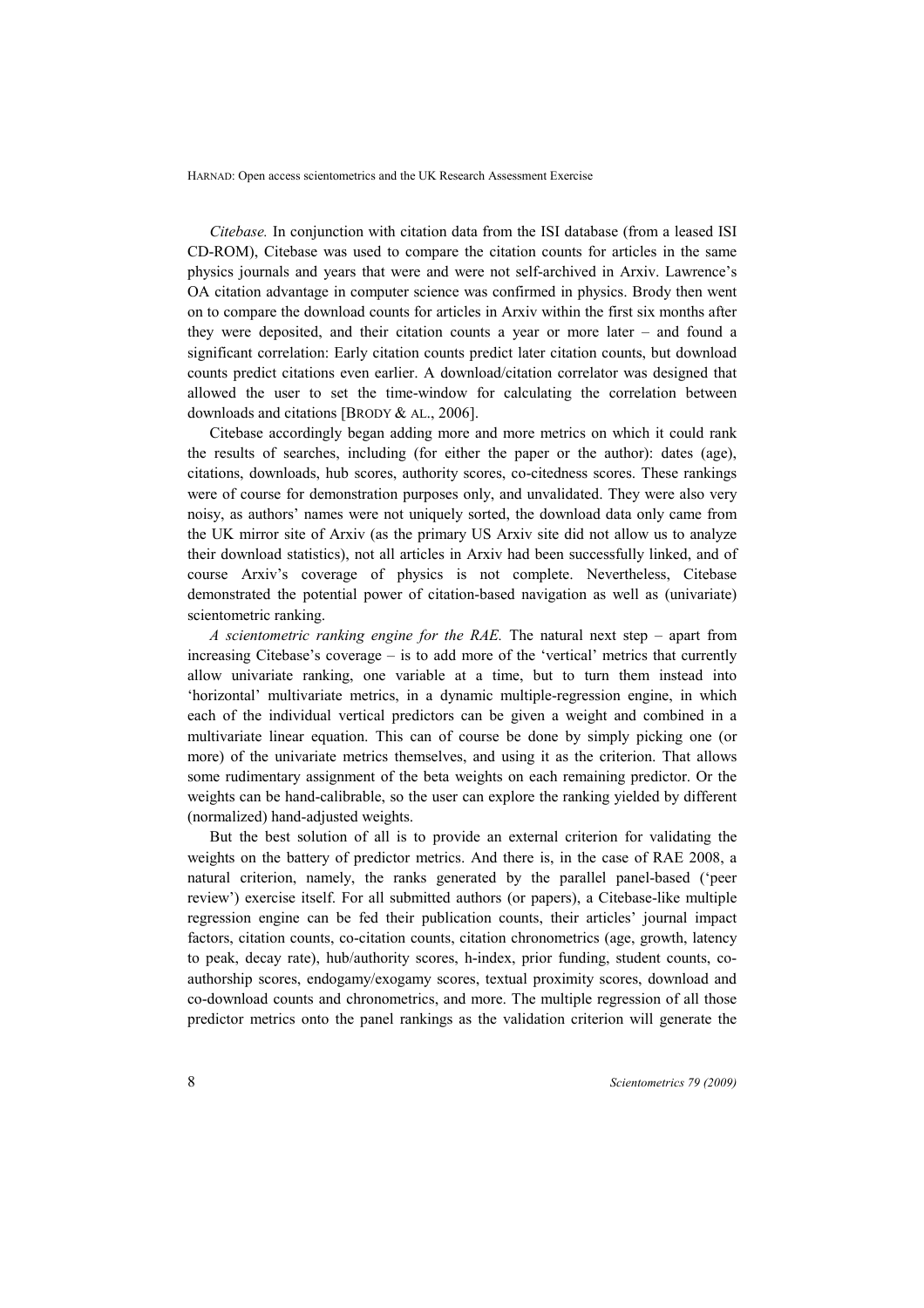*Citebase.* In conjunction with citation data from the ISI database (from a leased ISI CD-ROM), Citebase was used to compare the citation counts for articles in the same physics journals and years that were and were not self-archived in Arxiv. Lawrence's OA citation advantage in computer science was confirmed in physics. Brody then went on to compare the download counts for articles in Arxiv within the first six months after they were deposited, and their citation counts a year or more later – and found a significant correlation: Early citation counts predict later citation counts, but download counts predict citations even earlier. A download/citation correlator was designed that allowed the user to set the time-window for calculating the correlation between downloads and citations [BRODY & AL., 2006].

Citebase accordingly began adding more and more metrics on which it could rank the results of searches, including (for either the paper or the author): dates (age), citations, downloads, hub scores, authority scores, co-citedness scores. These rankings were of course for demonstration purposes only, and unvalidated. They were also very noisy, as authors' names were not uniquely sorted, the download data only came from the UK mirror site of Arxiv (as the primary US Arxiv site did not allow us to analyze their download statistics), not all articles in Arxiv had been successfully linked, and of course Arxiv's coverage of physics is not complete. Nevertheless, Citebase demonstrated the potential power of citation-based navigation as well as (univariate) scientometric ranking.

*A scientometric ranking engine for the RAE.* The natural next step – apart from increasing Citebase's coverage – is to add more of the 'vertical' metrics that currently allow univariate ranking, one variable at a time, but to turn them instead into 'horizontal' multivariate metrics, in a dynamic multiple-regression engine, in which each of the individual vertical predictors can be given a weight and combined in a multivariate linear equation. This can of course be done by simply picking one (or more) of the univariate metrics themselves, and using it as the criterion. That allows some rudimentary assignment of the beta weights on each remaining predictor. Or the weights can be hand-calibrable, so the user can explore the ranking yielded by different (normalized) hand-adjusted weights.

But the best solution of all is to provide an external criterion for validating the weights on the battery of predictor metrics. And there is, in the case of RAE 2008, a natural criterion, namely, the ranks generated by the parallel panel-based ('peer review') exercise itself. For all submitted authors (or papers), a Citebase-like multiple regression engine can be fed their publication counts, their articles' journal impact factors, citation counts, co-citation counts, citation chronometrics (age, growth, latency to peak, decay rate), hub/authority scores, h-index, prior funding, student counts, co-authorship scores, endogamy/exogamy scores, textual proximity scores, download and co-download counts and chronometrics, and more. The multiple regression of all those predictor metrics onto the panel rankings as the validation criterion will generate the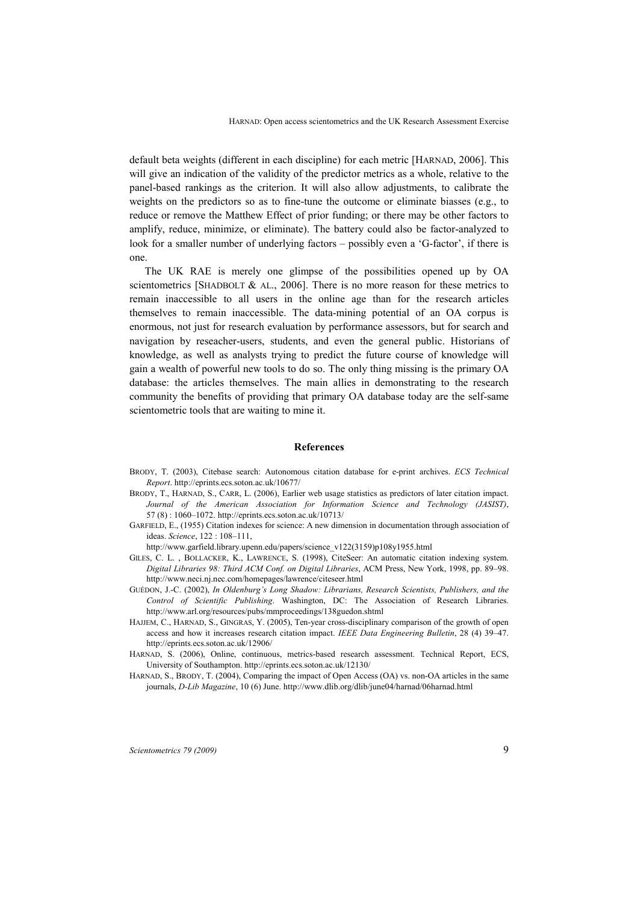default beta weights (different in each discipline) for each metric [HARNAD, 2006]. This will give an indication of the validity of the predictor metrics as a whole, relative to the panel-based rankings as the criterion. It will also allow adjustments, to calibrate the weights on the predictors so as to fine-tune the outcome or eliminate biasses (e.g., to reduce or remove the Matthew Effect of prior funding; or there may be other factors to amplify, reduce, minimize, or eliminate). The battery could also be factor-analyzed to look for a smaller number of underlying factors – possibly even a 'G-factor', if there is one.

The UK RAE is merely one glimpse of the possibilities opened up by OA scientometrics [SHADBOLT & AL., 2006]. There is no more reason for these metrics to remain inaccessible to all users in the online age than for the research articles themselves to remain inaccessible. The data-mining potential of an OA corpus is enormous, not just for research evaluation by performance assessors, but for search and navigation by reseacher-users, students, and even the general public. Historians of knowledge, as well as analysts trying to predict the future course of knowledge will gain a wealth of powerful new tools to do so. The only thing missing is the primary OA database: the articles themselves. The main allies in demonstrating to the research community the benefits of providing that primary OA database today are the self-same scientometric tools that are waiting to mine it.

## References

BRODY, T. (2003), Citebase search: Autonomous citation database for e-print archives. *ECS Technical Report*. http://eprints.ecs.soton.ac.uk/10677/

BRODY, T., HARNAD, S., CARR, L. (2006), Earlier web usage statistics as predictors of later citation impact. *Journal of the American Association for Information Science and Technology (JASIST)*, 57 (8) : 1060–1072. http://eprints.ecs.soton.ac.uk/10713/

GARFIELD, E., (1955) Citation indexes for science: A new dimension in documentation through association of ideas. *Science*, 122 : 108–111, http://www.garfield.library.upenn.edu/papers/science_v122(3159)p108y1955.html

GILES, C. L. , BOLLACKER, K., LAWRENCE, S. (1998), CiteSeer: An automatic citation indexing system. *Digital Libraries 98: Third ACM Conf. on Digital Libraries*, ACM Press, New York, 1998, pp. 89–98. http://www.neci.nj.nec.com/homepages/lawrence/citeseer.html

GUÉDON, J.-C. (2002), *In Oldenburg's Long Shadow: Librarians, Research Scientists, Publishers, and the Control of Scientific Publishing*. Washington, DC: The Association of Research Libraries. http://www.arl.org/resources/pubs/mmproceedings/138guedon.shtml

HAJJEM, C., HARNAD, S., GINGRAS, Y. (2005), Ten-year cross-disciplinary comparison of the growth of open access and how it increases research citation impact. *IEEE Data Engineering Bulletin*, 28 (4) 39–47. http://eprints.ecs.soton.ac.uk/12906/

HARNAD, S. (2006), Online, continuous, metrics-based research assessment. Technical Report, ECS, University of Southampton. http://eprints.ecs.soton.ac.uk/12130/

HARNAD, S., BRODY, T. (2004), Comparing the impact of Open Access (OA) vs. non-OA articles in the same journals, *D-Lib Magazine*, 10 (6) June. http://www.dlib.org/dlib/june04/harnad/06harnad.html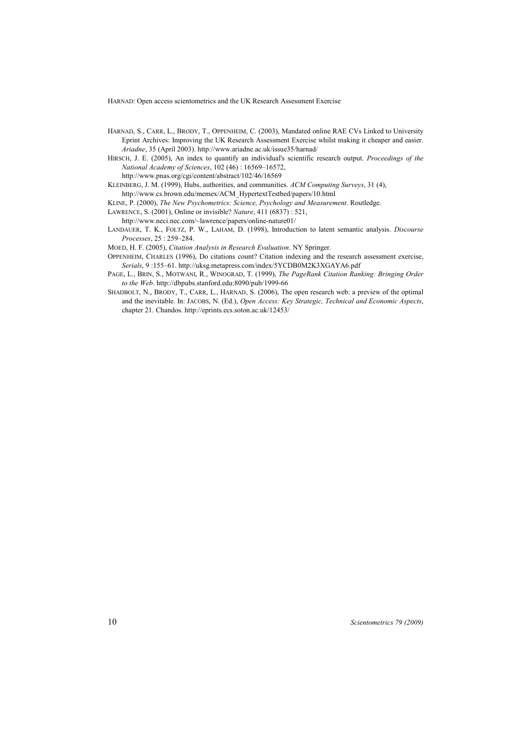HARNAD, S., CARR, L., BRODY, T., OPPENHEIM, C. (2003), Mandated online RAE CVs Linked to University Eprint Archives: Improving the UK Research Assessment Exercise whilst making it cheaper and easier. *Ariadne*, 35 (April 2003). http://www.ariadne.ac.uk/issue35/harnad/

HIRSCH, J. E. (2005), An index to quantify an individual's scientific research output. *Proceedings of the National Academy of Sciences*, 102 (46) : 16569–16572, http://www.pnas.org/cgi/content/abstract/102/46/16569

KLEINBERG, J. M. (1999), Hubs, authorities, and communities. *ACM Computing Surveys*, 31 (4), http://www.cs.brown.edu/memex/ACM_HypertextTestbed/papers/10.html

KLINE, P. (2000), *The New Psychometrics: Science, Psychology and Measurement*. Routledge.

LAWRENCE, S. (2001), Online or invisible? *Nature*, 411 (6837) : 521, http://www.neci.nec.com/~lawrence/papers/online-nature01/

LANDAUER, T. K., FOLTZ, P. W., LAHAM, D. (1998), Introduction to latent semantic analysis. *Discourse Processes*, 25 : 259–284.

MOED, H. F. (2005), *Citation Analysis in Research Evaluation*. NY Springer.

OPPENHEIM, CHARLES (1996), Do citations count? Citation indexing and the research assessment exercise, *Serials*, 9 :155–61. http://uksg.metapress.com/index/5YCDB0M2K3XGAYA6.pdf

PAGE, L., BRIN, S., MOTWANI, R., WINOGRAD, T. (1999), *The PageRank Citation Ranking: Bringing Order to the Web*. http://dbpubs.stanford.edu:8090/pub/1999-66

SHADBOLT, N., BRODY, T., CARR, L., HARNAD, S. (2006), The open research web: a preview of the optimal and the inevitable. In: JACOBS, N. (Ed.), *Open Access: Key Strategic, Technical and Economic Aspects*, chapter 21. Chandos. http://eprints.ecs.soton.ac.uk/12453/